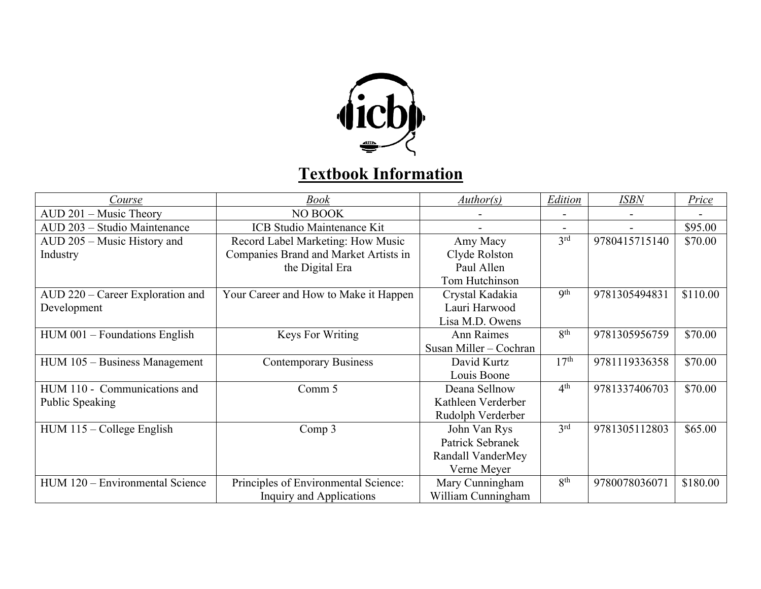# Textbook Information

| *Course* | *Book* | *Author(s)* | *Edition* | *ISBN* | *Price* |
|---|---|---|---|---|---|
| AUD 201 – Music Theory | NO BOOK | - | - | - | - |
| AUD 203 – Studio Maintenance | ICB Studio Maintenance Kit | - | - | - | $95.00 |
| AUD 205 – Music History and Industry | Record Label Marketing: How Music Companies Brand and Market Artists in the Digital Era | Amy Macy<br>Clyde Rolston<br>Paul Allen<br>Tom Hutchinson | 3rd | 9780415715140 | $70.00 |
| AUD 220 – Career Exploration and Development | Your Career and How to Make it Happen | Crystal Kadakia<br>Lauri Harwood<br>Lisa M.D. Owens | 9th | 9781305494831 | $110.00 |
| HUM 001 – Foundations English | Keys For Writing | Ann Raimes<br>Susan Miller – Cochran | 8th | 9781305956759 | $70.00 |
| HUM 105 – Business Management | Contemporary Business | David Kurtz<br>Louis Boone | 17th | 9781119336358 | $70.00 |
| HUM 110 - Communications and Public Speaking | Comm 5 | Deana Sellnow<br>Kathleen Verderber<br>Rudolph Verderber | 4th | 9781337406703 | $70.00 |
| HUM 115 – College English | Comp 3 | John Van Rys<br>Patrick Sebranek<br>Randall VanderMey<br>Verne Meyer | 3rd | 9781305112803 | $65.00 |
| HUM 120 – Environmental Science | Principles of Environmental Science: Inquiry and Applications | Mary Cunningham<br>William Cunningham | 8th | 9780078036071 | $180.00 |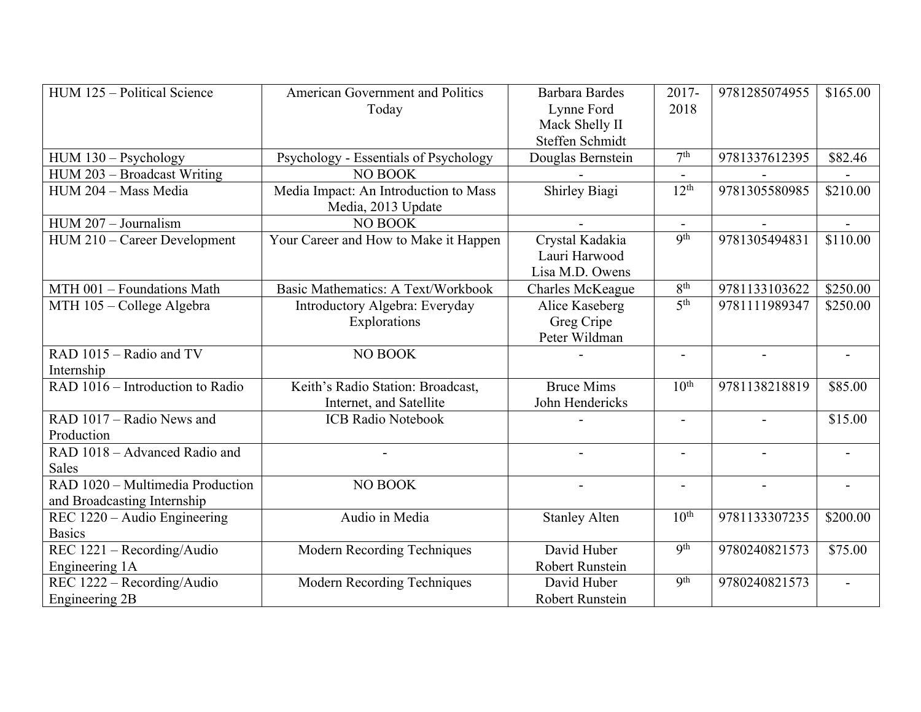| HUM 125 – Political Science | American Government and Politics Today | Barbara Bardes<br>Lynne Ford<br>Mack Shelly II<br>Steffen Schmidt | 2017-2018 | 9781285074955 | $165.00 |
|---|---|---|---|---|---|
| HUM 130 – Psychology | Psychology - Essentials of Psychology | Douglas Bernstein | 7th | 9781337612395 | $82.46 |
| HUM 203 – Broadcast Writing | NO BOOK | - | - | - | - |
| HUM 204 – Mass Media | Media Impact: An Introduction to Mass Media, 2013 Update | Shirley Biagi | 12th | 9781305580985 | $210.00 |
| HUM 207 – Journalism | NO BOOK | - | - | - | - |
| HUM 210 – Career Development | Your Career and How to Make it Happen | Crystal Kadakia<br>Lauri Harwood<br>Lisa M.D. Owens | 9th | 9781305494831 | $110.00 |
| MTH 001 – Foundations Math | Basic Mathematics: A Text/Workbook | Charles McKeague | 8th | 9781133103622 | $250.00 |
| MTH 105 – College Algebra | Introductory Algebra: Everyday Explorations | Alice Kaseberg<br>Greg Cripe<br>Peter Wildman | 5th | 9781111989347 | $250.00 |
| RAD 1015 – Radio and TV Internship | NO BOOK | - | - | - | - |
| RAD 1016 – Introduction to Radio | Keith's Radio Station: Broadcast, Internet, and Satellite | Bruce Mims<br>John Hendericks | 10th | 9781138218819 | $85.00 |
| RAD 1017 – Radio News and Production | ICB Radio Notebook | - | - | - | $15.00 |
| RAD 1018 – Advanced Radio and Sales | - | - | - | - | - |
| RAD 1020 – Multimedia Production and Broadcasting Internship | NO BOOK | - | - | - | - |
| REC 1220 – Audio Engineering Basics | Audio in Media | Stanley Alten | 10th | 9781133307235 | $200.00 |
| REC 1221 – Recording/Audio Engineering 1A | Modern Recording Techniques | David Huber<br>Robert Runstein | 9th | 9780240821573 | $75.00 |
| REC 1222 – Recording/Audio Engineering 2B | Modern Recording Techniques | David Huber<br>Robert Runstein | 9th | 9780240821573 | - |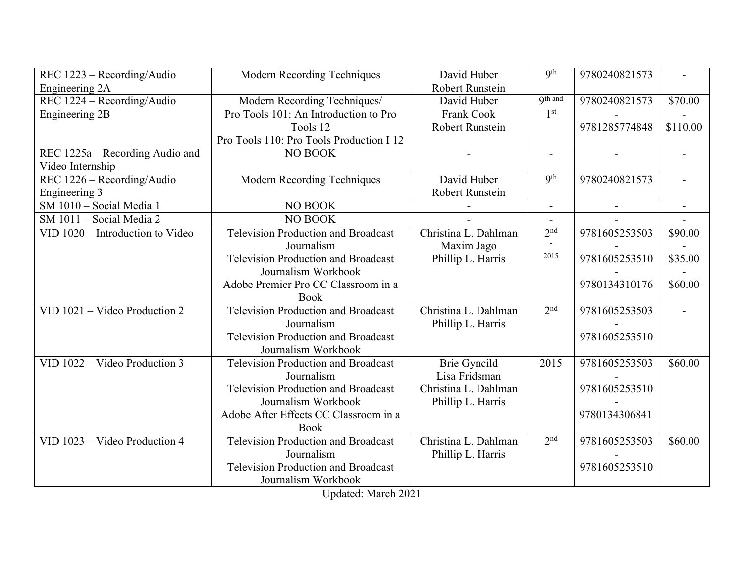| | | | | | |
|---|---|---|---|---|---|
| REC 1223 – Recording/Audio Engineering 2A | Modern Recording Techniques | David Huber<br>Robert Runstein | 9th | 9780240821573 | - |
| REC 1224 – Recording/Audio Engineering 2B | Modern Recording Techniques/<br>Pro Tools 101: An Introduction to Pro Tools 12<br>Pro Tools 110: Pro Tools Production I 12 | David Huber<br>Frank Cook<br>Robert Runstein | 9th and 1st | 9780240821573<br>-<br>9781285774848 | $70.00<br>-<br>$110.00 |
| REC 1225a – Recording Audio and Video Internship | NO BOOK | - | - | - | - |
| REC 1226 – Recording/Audio Engineering 3 | Modern Recording Techniques | David Huber<br>Robert Runstein | 9th | 9780240821573 | - |
| SM 1010 – Social Media 1 | NO BOOK | - | - | - | - |
| SM 1011 – Social Media 2 | NO BOOK | - | - | - | - |
| VID 1020 – Introduction to Video | Television Production and Broadcast Journalism<br>Television Production and Broadcast Journalism Workbook<br>Adobe Premier Pro CC Classroom in a Book | Christina L. Dahlman<br>Maxim Jago<br>Phillip L. Harris | 2nd<br>-<br>2015 | 9781605253503<br>-<br>9781605253510<br>-<br>9780134310176 | $90.00<br>-<br>$35.00<br>-<br>$60.00 |
| VID 1021 – Video Production 2 | Television Production and Broadcast Journalism<br>Television Production and Broadcast Journalism Workbook | Christina L. Dahlman<br>Phillip L. Harris | 2nd | 9781605253503<br>-<br>9781605253510 | - |
| VID 1022 – Video Production 3 | Television Production and Broadcast Journalism<br>Television Production and Broadcast Journalism Workbook<br>Adobe After Effects CC Classroom in a Book | Brie Gyncild<br>Lisa Fridsman<br>Christina L. Dahlman<br>Phillip L. Harris | 2015 | 9781605253503<br>-<br>9781605253510<br>-<br>9780134306841 | $60.00 |
| VID 1023 – Video Production 4 | Television Production and Broadcast Journalism<br>Television Production and Broadcast Journalism Workbook | Christina L. Dahlman<br>Phillip L. Harris | 2nd | 9781605253503<br>-<br>9781605253510 | $60.00 |

Updated: March 2021